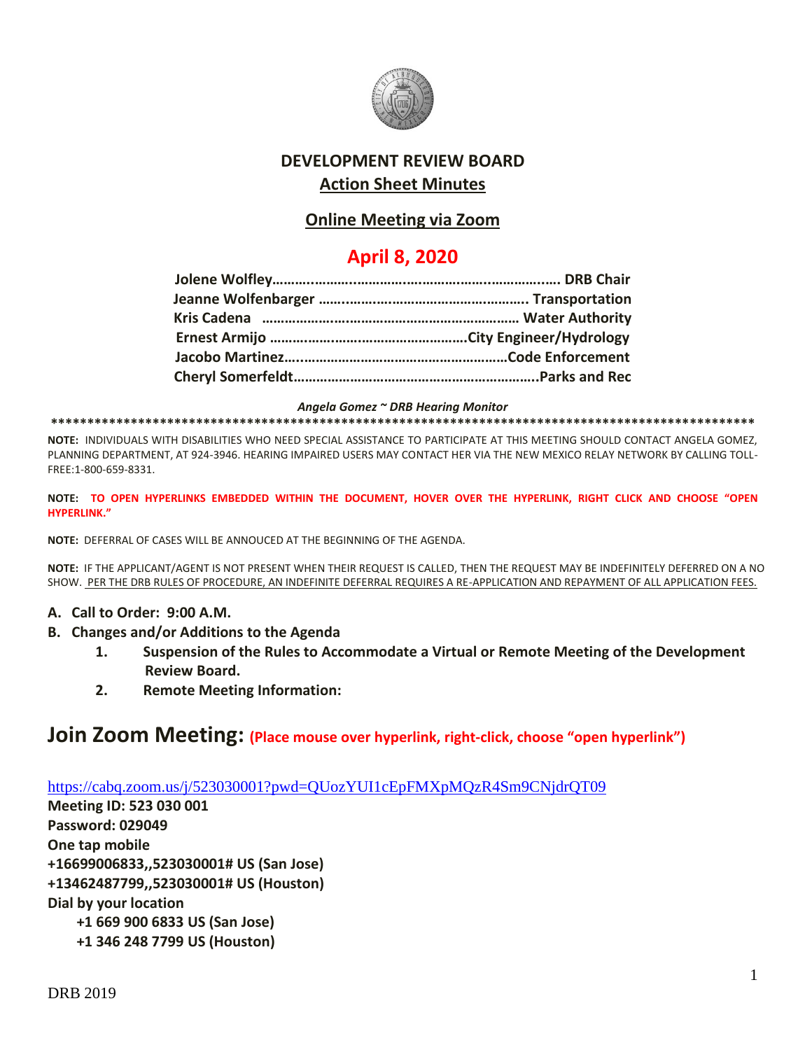# DEVELOPMENT REVIEW BOARD

## Action Sheet Minutes

## Online Meeting via Zoom

## April 8, 2020

**Jolene Wolfley……………………………………………………………… DRB Chair**
**Jeanne Wolfenbarger …………………………………………………. Transportation**
**Kris Cadena ……………………………………………………………… Water Authority**
**Ernest Armijo …………………………………………………City Engineer/Hydrology**
**Jacobo Martinez…………………………………………………Code Enforcement**
**Cheryl Somerfeldt……………………………………………………….Parks and Rec**

*Angela Gomez ~ DRB Hearing Monitor*

**\*\*\*\*\*\*\*\*\*\*\*\*\*\*\*\*\*\*\*\*\*\*\*\*\*\*\*\*\*\*\*\*\*\*\*\*\*\*\*\*\*\*\*\*\*\*\*\*\*\*\*\*\*\*\*\*\*\*\*\*\*\*\*\*\*\*\*\*\*\*\*\*\*\*\*\*\*\*\*\*\*\*\*\*\*\*\*\*\*\*\*\*\*\*\*\*\*\*\***

**NOTE:** INDIVIDUALS WITH DISABILITIES WHO NEED SPECIAL ASSISTANCE TO PARTICIPATE AT THIS MEETING SHOULD CONTACT ANGELA GOMEZ, PLANNING DEPARTMENT, AT 924-3946. HEARING IMPAIRED USERS MAY CONTACT HER VIA THE NEW MEXICO RELAY NETWORK BY CALLING TOLL-FREE:1-800-659-8331.

**NOTE: TO OPEN HYPERLINKS EMBEDDED WITHIN THE DOCUMENT, HOVER OVER THE HYPERLINK, RIGHT CLICK AND CHOOSE "OPEN HYPERLINK."**

**NOTE:** DEFERRAL OF CASES WILL BE ANNOUCED AT THE BEGINNING OF THE AGENDA.

**NOTE:** IF THE APPLICANT/AGENT IS NOT PRESENT WHEN THEIR REQUEST IS CALLED, THEN THE REQUEST MAY BE INDEFINITELY DEFERRED ON A NO SHOW. PER THE DRB RULES OF PROCEDURE, AN INDEFINITE DEFERRAL REQUIRES A RE-APPLICATION AND REPAYMENT OF ALL APPLICATION FEES.

**A. Call to Order: 9:00 A.M.**

**B. Changes and/or Additions to the Agenda**

1. **Suspension of the Rules to Accommodate a Virtual or Remote Meeting of the Development Review Board.**
2. **Remote Meeting Information:**

# Join Zoom Meeting: (Place mouse over hyperlink, right-click, choose "open hyperlink")

https://cabq.zoom.us/j/523030001?pwd=QUozYUI1cEpFMXpMQzR4Sm9CNjdrQT09

**Meeting ID: 523 030 001**
**Password: 029049**
**One tap mobile**
**+16699006833,,523030001# US (San Jose)**
**+13462487799,,523030001# US (Houston)**
**Dial by your location**
**+1 669 900 6833 US (San Jose)**
**+1 346 248 7799 US (Houston)**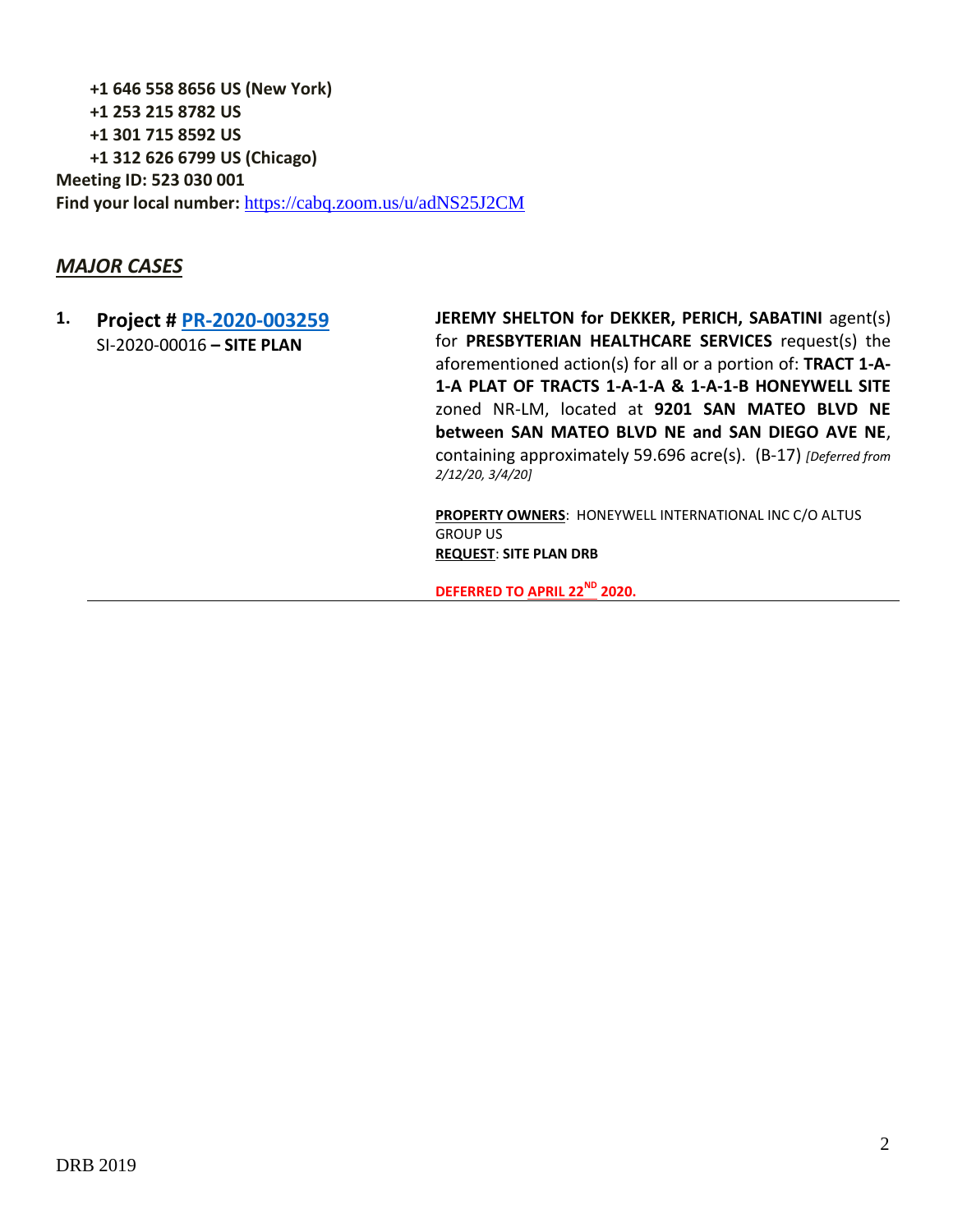**+1 646 558 8656 US (New York)**
**+1 253 215 8782 US**
**+1 301 715 8592 US**
**+1 312 626 6799 US (Chicago)**

**Meeting ID: 523 030 001**

**Find your local number:** https://cabq.zoom.us/u/adNS25J2CM

## *MAJOR CASES*

1. **Project # PR-2020-003259**
   SI-2020-00016 **– SITE PLAN**

   **JEREMY SHELTON for DEKKER, PERICH, SABATINI** agent(s) for **PRESBYTERIAN HEALTHCARE SERVICES** request(s) the aforementioned action(s) for all or a portion of: **TRACT 1-A-1-A PLAT OF TRACTS 1-A-1-A & 1-A-1-B HONEYWELL SITE** zoned NR-LM, located at **9201 SAN MATEO BLVD NE between SAN MATEO BLVD NE and SAN DIEGO AVE NE**, containing approximately 59.696 acre(s). (B-17) *[Deferred from 2/12/20, 3/4/20]*

   **PROPERTY OWNERS**: HONEYWELL INTERNATIONAL INC C/O ALTUS GROUP US

   **REQUEST**: **SITE PLAN DRB**

   **DEFERRED TO APRIL 22ND 2020.**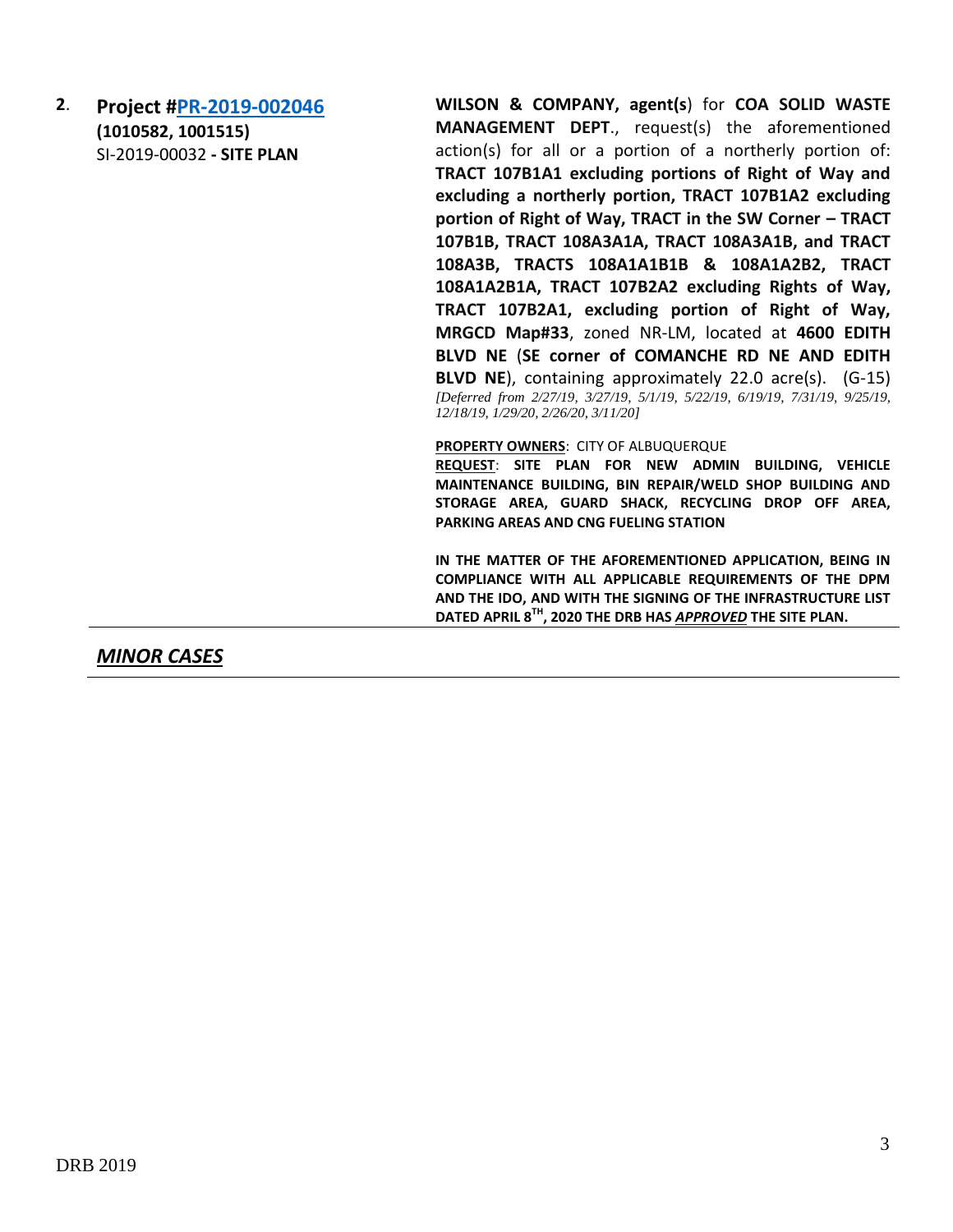**2. Project #[PR-2019-002046](PR-2019-002046)**
**(1010582, 1001515)**
SI-2019-00032 **- SITE PLAN**

**WILSON & COMPANY, agent(s**) for **COA SOLID WASTE MANAGEMENT DEPT**., request(s) the aforementioned action(s) for all or a portion of a northerly portion of: **TRACT 107B1A1 excluding portions of Right of Way and excluding a northerly portion, TRACT 107B1A2 excluding portion of Right of Way, TRACT in the SW Corner – TRACT 107B1B, TRACT 108A3A1A, TRACT 108A3A1B, and TRACT 108A3B, TRACTS 108A1A1B1B & 108A1A2B2, TRACT 108A1A2B1A, TRACT 107B2A2 excluding Rights of Way, TRACT 107B2A1, excluding portion of Right of Way, MRGCD Map#33**, zoned NR-LM, located at **4600 EDITH BLVD NE** (**SE corner of COMANCHE RD NE AND EDITH BLVD NE**), containing approximately 22.0 acre(s). (G-15) *[Deferred from 2/27/19, 3/27/19, 5/1/19, 5/22/19, 6/19/19, 7/31/19, 9/25/19, 12/18/19, 1/29/20, 2/26/20, 3/11/20]*

**PROPERTY OWNERS**: CITY OF ALBUQUERQUE
**REQUEST**: **SITE PLAN FOR NEW ADMIN BUILDING, VEHICLE MAINTENANCE BUILDING, BIN REPAIR/WELD SHOP BUILDING AND STORAGE AREA, GUARD SHACK, RECYCLING DROP OFF AREA, PARKING AREAS AND CNG FUELING STATION**

**IN THE MATTER OF THE AFOREMENTIONED APPLICATION, BEING IN COMPLIANCE WITH ALL APPLICABLE REQUIREMENTS OF THE DPM AND THE IDO, AND WITH THE SIGNING OF THE INFRASTRUCTURE LIST DATED APRIL 8TH, 2020 THE DRB HAS *APPROVED* THE SITE PLAN.**

---

## ***MINOR CASES***

---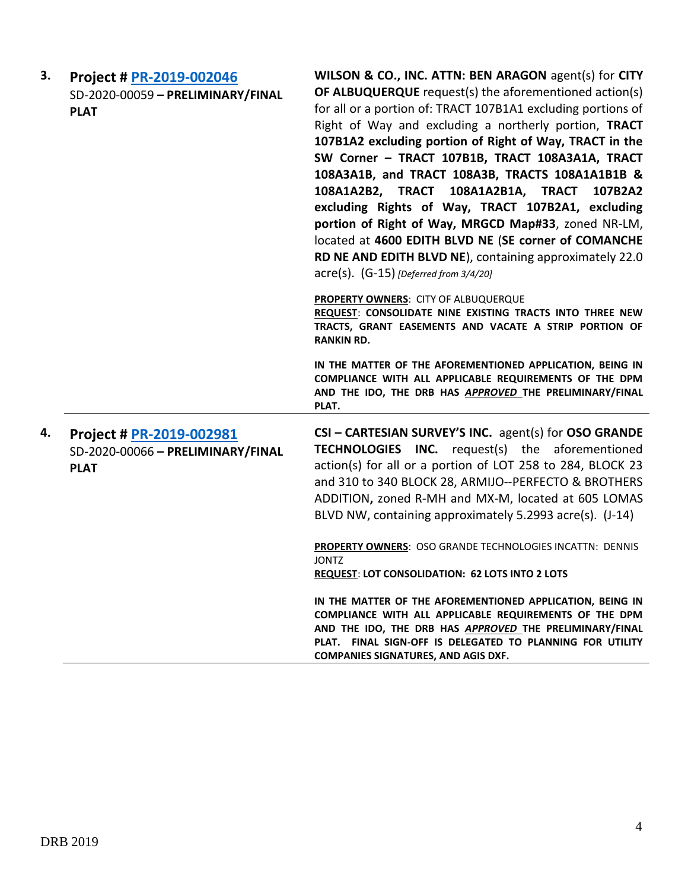3. **Project # PR-2019-002046**
SD-2020-00059 **– PRELIMINARY/FINAL PLAT**

**WILSON & CO., INC. ATTN: BEN ARAGON** agent(s) for **CITY OF ALBUQUERQUE** request(s) the aforementioned action(s) for all or a portion of: TRACT 107B1A1 excluding portions of Right of Way and excluding a northerly portion, **TRACT 107B1A2 excluding portion of Right of Way, TRACT in the SW Corner – TRACT 107B1B, TRACT 108A3A1A, TRACT 108A3A1B, and TRACT 108A3B, TRACTS 108A1A1B1B & 108A1A2B2, TRACT 108A1A2B1A, TRACT 107B2A2 excluding Rights of Way, TRACT 107B2A1, excluding portion of Right of Way, MRGCD Map#33**, zoned NR-LM, located at **4600 EDITH BLVD NE** (**SE corner of COMANCHE RD NE AND EDITH BLVD NE**), containing approximately 22.0 acre(s). (G-15) *[Deferred from 3/4/20]*

**PROPERTY OWNERS**: CITY OF ALBUQUERQUE
**REQUEST**: **CONSOLIDATE NINE EXISTING TRACTS INTO THREE NEW TRACTS, GRANT EASEMENTS AND VACATE A STRIP PORTION OF RANKIN RD.**

**IN THE MATTER OF THE AFOREMENTIONED APPLICATION, BEING IN COMPLIANCE WITH ALL APPLICABLE REQUIREMENTS OF THE DPM AND THE IDO, THE DRB HAS *APPROVED* THE PRELIMINARY/FINAL PLAT.**

---

4. **Project # PR-2019-002981**
SD-2020-00066 **– PRELIMINARY/FINAL PLAT**

**CSI – CARTESIAN SURVEY'S INC.** agent(s) for **OSO GRANDE TECHNOLOGIES INC.** request(s) the aforementioned action(s) for all or a portion of LOT 258 to 284, BLOCK 23 and 310 to 340 BLOCK 28, ARMIJO--PERFECTO & BROTHERS ADDITION**,** zoned R-MH and MX-M, located at 605 LOMAS BLVD NW, containing approximately 5.2993 acre(s). (J-14)

**PROPERTY OWNERS**: OSO GRANDE TECHNOLOGIES INCATTN: DENNIS JONTZ
**REQUEST**: **LOT CONSOLIDATION: 62 LOTS INTO 2 LOTS**

**IN THE MATTER OF THE AFOREMENTIONED APPLICATION, BEING IN COMPLIANCE WITH ALL APPLICABLE REQUIREMENTS OF THE DPM AND THE IDO, THE DRB HAS *APPROVED* THE PRELIMINARY/FINAL PLAT. FINAL SIGN-OFF IS DELEGATED TO PLANNING FOR UTILITY COMPANIES SIGNATURES, AND AGIS DXF.**

---

DRB 2019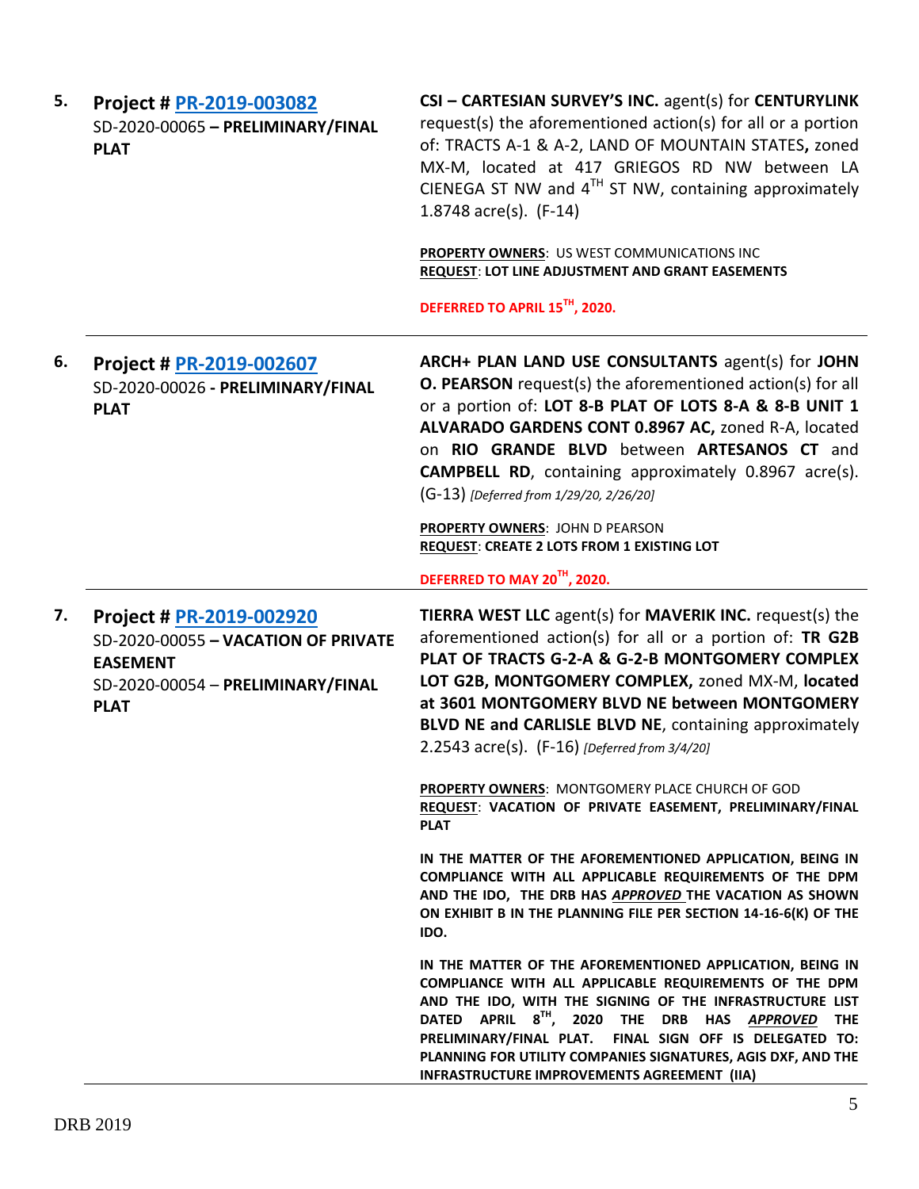| | | |
|---|---|---|
| **5.** | **Project # [PR-2019-003082](PR-2019-003082)**<br>SD-2020-00065 **– PRELIMINARY/FINAL PLAT** | **CSI – CARTESIAN SURVEY'S INC.** agent(s) for **CENTURYLINK** request(s) the aforementioned action(s) for all or a portion of: TRACTS A-1 & A-2, LAND OF MOUNTAIN STATES**,** zoned MX-M, located at 417 GRIEGOS RD NW between LA CIENEGA ST NW and 4TH ST NW, containing approximately 1.8748 acre(s). (F-14)<br><br>**PROPERTY OWNERS**: US WEST COMMUNICATIONS INC<br>**REQUEST**: **LOT LINE ADJUSTMENT AND GRANT EASEMENTS**<br><br>**DEFERRED TO APRIL 15TH, 2020.** |
| **6.** | **Project # [PR-2019-002607](PR-2019-002607)**<br>SD-2020-00026 **- PRELIMINARY/FINAL PLAT** | **ARCH+ PLAN LAND USE CONSULTANTS** agent(s) for **JOHN O. PEARSON** request(s) the aforementioned action(s) for all or a portion of: **LOT 8-B PLAT OF LOTS 8-A & 8-B UNIT 1 ALVARADO GARDENS CONT 0.8967 AC,** zoned R-A, located on **RIO GRANDE BLVD** between **ARTESANOS CT** and **CAMPBELL RD**, containing approximately 0.8967 acre(s). (G-13) *[Deferred from 1/29/20, 2/26/20]*<br><br>**PROPERTY OWNERS**: JOHN D PEARSON<br>**REQUEST**: **CREATE 2 LOTS FROM 1 EXISTING LOT**<br><br>**DEFERRED TO MAY 20TH, 2020.** |
| **7.** | **Project # [PR-2019-002920](PR-2019-002920)**<br>SD-2020-00055 **– VACATION OF PRIVATE EASEMENT**<br>SD-2020-00054 – **PRELIMINARY/FINAL PLAT** | **TIERRA WEST LLC** agent(s) for **MAVERIK INC.** request(s) the aforementioned action(s) for all or a portion of: **TR G2B PLAT OF TRACTS G-2-A & G-2-B MONTGOMERY COMPLEX LOT G2B, MONTGOMERY COMPLEX,** zoned MX-M, **located at 3601 MONTGOMERY BLVD NE between MONTGOMERY BLVD NE and CARLISLE BLVD NE**, containing approximately 2.2543 acre(s). (F-16) *[Deferred from 3/4/20]*<br><br>**PROPERTY OWNERS**: MONTGOMERY PLACE CHURCH OF GOD<br>**REQUEST**: **VACATION OF PRIVATE EASEMENT, PRELIMINARY/FINAL PLAT**<br><br>**IN THE MATTER OF THE AFOREMENTIONED APPLICATION, BEING IN COMPLIANCE WITH ALL APPLICABLE REQUIREMENTS OF THE DPM AND THE IDO, THE DRB HAS *APPROVED* THE VACATION AS SHOWN ON EXHIBIT B IN THE PLANNING FILE PER SECTION 14-16-6(K) OF THE IDO.**<br><br>**IN THE MATTER OF THE AFOREMENTIONED APPLICATION, BEING IN COMPLIANCE WITH ALL APPLICABLE REQUIREMENTS OF THE DPM AND THE IDO, WITH THE SIGNING OF THE INFRASTRUCTURE LIST DATED APRIL 8TH, 2020 THE DRB HAS *APPROVED* THE PRELIMINARY/FINAL PLAT. FINAL SIGN OFF IS DELEGATED TO: PLANNING FOR UTILITY COMPANIES SIGNATURES, AGIS DXF, AND THE INFRASTRUCTURE IMPROVEMENTS AGREEMENT (IIA)** |

DRB 2019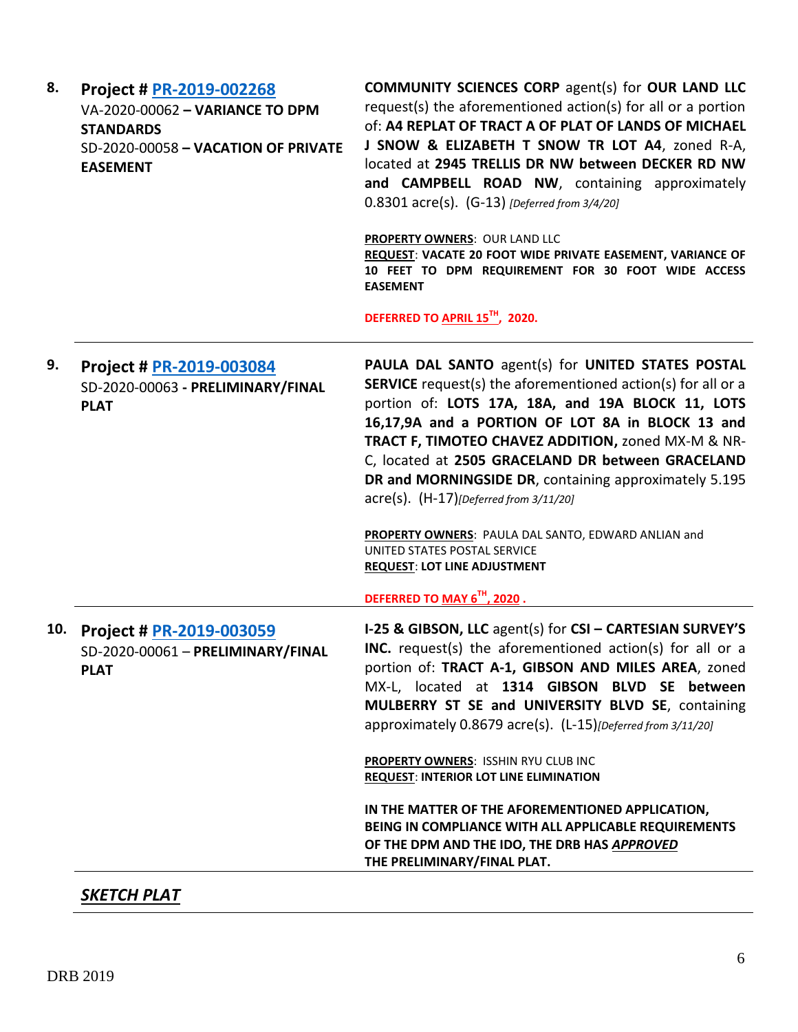**8. Project # PR-2019-002268**
VA-2020-00062 – **VARIANCE TO DPM STANDARDS**
SD-2020-00058 – **VACATION OF PRIVATE EASEMENT**

**COMMUNITY SCIENCES CORP** agent(s) for **OUR LAND LLC** request(s) the aforementioned action(s) for all or a portion of: **A4 REPLAT OF TRACT A OF PLAT OF LANDS OF MICHAEL J SNOW & ELIZABETH T SNOW TR LOT A4**, zoned R-A, located at **2945 TRELLIS DR NW between DECKER RD NW and CAMPBELL ROAD NW**, containing approximately 0.8301 acre(s). (G-13) *[Deferred from 3/4/20]*

**PROPERTY OWNERS**: OUR LAND LLC
**REQUEST**: **VACATE 20 FOOT WIDE PRIVATE EASEMENT, VARIANCE OF 10 FEET TO DPM REQUIREMENT FOR 30 FOOT WIDE ACCESS EASEMENT**

**DEFERRED TO APRIL 15TH, 2020.**

---

**9. Project # PR-2019-003084**
SD-2020-00063 - **PRELIMINARY/FINAL PLAT**

**PAULA DAL SANTO** agent(s) for **UNITED STATES POSTAL SERVICE** request(s) the aforementioned action(s) for all or a portion of: **LOTS 17A, 18A, and 19A BLOCK 11, LOTS 16,17,9A and a PORTION OF LOT 8A in BLOCK 13 and TRACT F, TIMOTEO CHAVEZ ADDITION,** zoned MX-M & NR-C, located at **2505 GRACELAND DR between GRACELAND DR and MORNINGSIDE DR**, containing approximately 5.195 acre(s). (H-17)*[Deferred from 3/11/20]*

**PROPERTY OWNERS**: PAULA DAL SANTO, EDWARD ANLIAN and UNITED STATES POSTAL SERVICE
**REQUEST**: **LOT LINE ADJUSTMENT**

**DEFERRED TO MAY 6TH, 2020 .**

---

**10. Project # PR-2019-003059**
SD-2020-00061 – **PRELIMINARY/FINAL PLAT**

**I-25 & GIBSON, LLC** agent(s) for **CSI – CARTESIAN SURVEY'S INC.** request(s) the aforementioned action(s) for all or a portion of: **TRACT A-1, GIBSON AND MILES AREA**, zoned MX-L, located at **1314 GIBSON BLVD SE between MULBERRY ST SE and UNIVERSITY BLVD SE**, containing approximately 0.8679 acre(s). (L-15)*[Deferred from 3/11/20]*

**PROPERTY OWNERS**: ISSHIN RYU CLUB INC
**REQUEST**: **INTERIOR LOT LINE ELIMINATION**

**IN THE MATTER OF THE AFOREMENTIONED APPLICATION, BEING IN COMPLIANCE WITH ALL APPLICABLE REQUIREMENTS OF THE DPM AND THE IDO, THE DRB HAS *APPROVED* THE PRELIMINARY/FINAL PLAT.**

---

***SKETCH PLAT***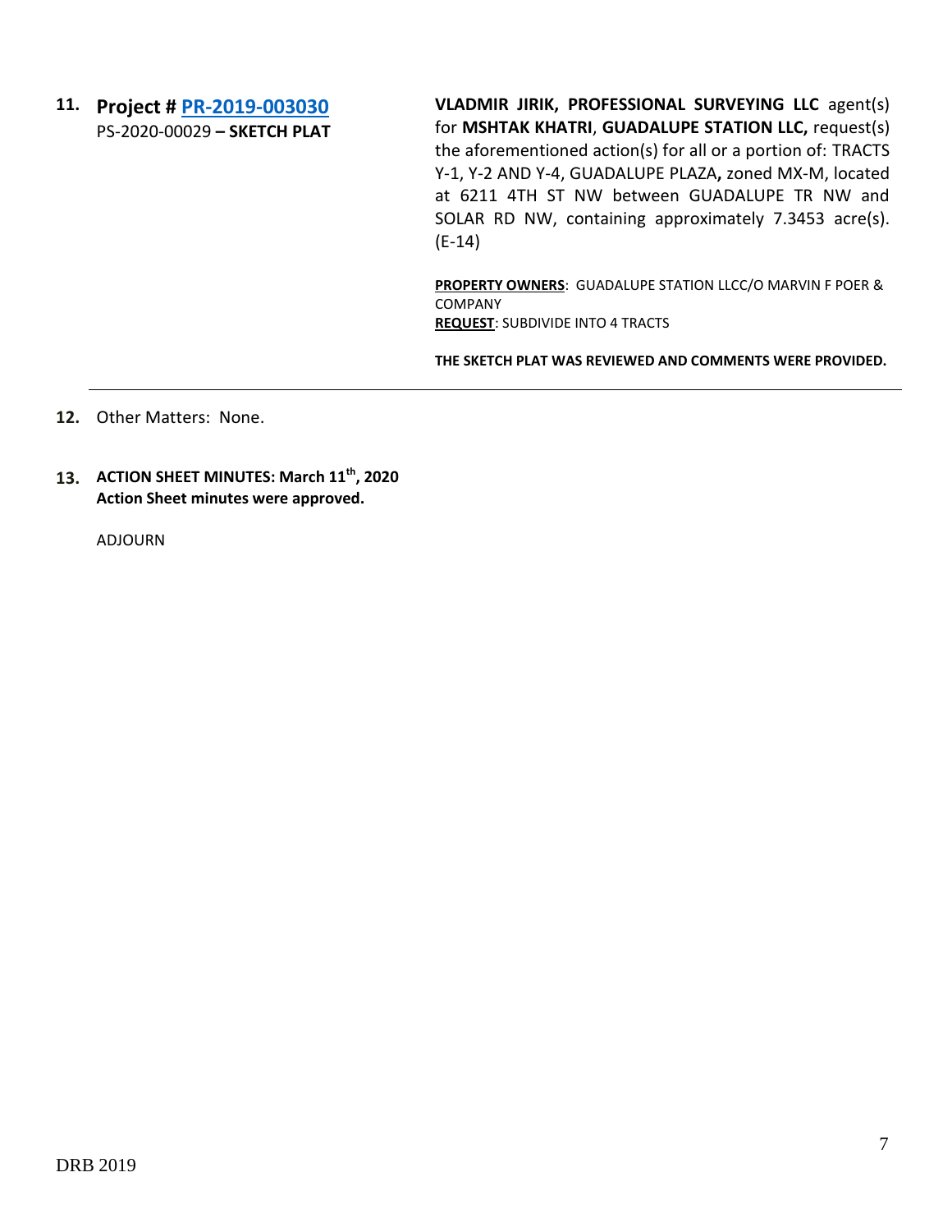**11. Project # PR-2019-003030**
PS-2020-00029 **– SKETCH PLAT**

**VLADMIR JIRIK, PROFESSIONAL SURVEYING LLC** agent(s) for **MSHTAK KHATRI**, **GUADALUPE STATION LLC,** request(s) the aforementioned action(s) for all or a portion of: TRACTS Y-1, Y-2 AND Y-4, GUADALUPE PLAZA**,** zoned MX-M, located at 6211 4TH ST NW between GUADALUPE TR NW and SOLAR RD NW, containing approximately 7.3453 acre(s). (E-14)

**PROPERTY OWNERS**: GUADALUPE STATION LLCC/O MARVIN F POER & COMPANY
**REQUEST**: SUBDIVIDE INTO 4 TRACTS

**THE SKETCH PLAT WAS REVIEWED AND COMMENTS WERE PROVIDED.**

---

**12.** Other Matters: None.

**13. ACTION SHEET MINUTES: March 11th, 2020**
**Action Sheet minutes were approved.**

ADJOURN

DRB 2019